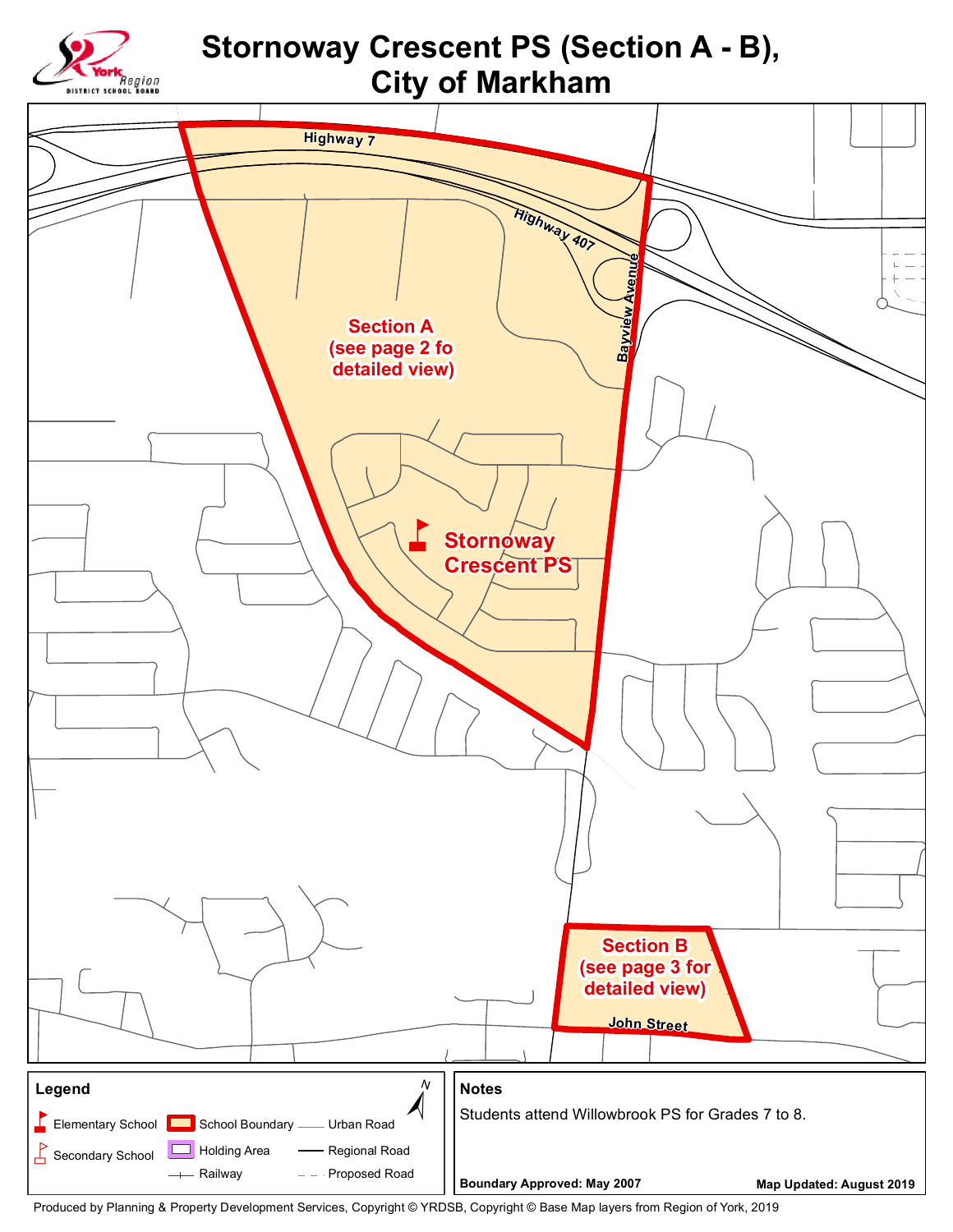# Stornoway Crescent PS (Section A - B), City of Markham

York Region District School Board

Highway 7

Highway 407

Bayview Avenue

Section A (see page 2 fo detailed view)

Stornoway Crescent PS

Section B (see page 3 for detailed view)

John Street

**Legend**

- Elementary School
- Secondary School
- School Boundary
- Holding Area
- Railway
- Urban Road
- Regional Road
- Proposed Road

N

**Notes**

Students attend Willowbrook PS for Grades 7 to 8.

**Boundary Approved: May 2007**

**Map Updated: August 2019**

Produced by Planning & Property Development Services, Copyright © YRDSB, Copyright © Base Map layers from Region of York, 2019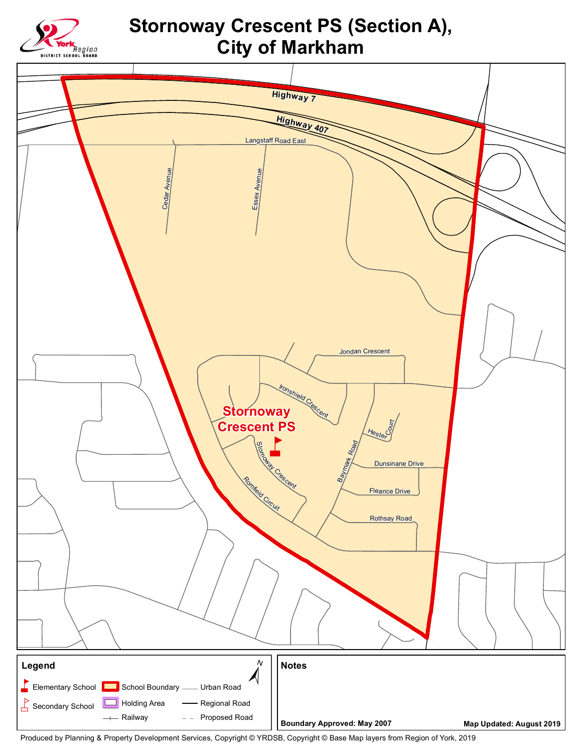# Stornoway Crescent PS (Section A), City of Markham

Highway 7

Highway 407

Langstaff Road East

Cedar Avenue

Essex Avenue

Jondan Crescent

Ironshield Crescent

Stornoway Crescent PS

Hester Court

Stornoway Crescent

Baymark Road

Dunsinane Drive

Fleance Drive

Romfield Circuit

Rothsay Road

**Legend**

- Elementary School
- Secondary School
- School Boundary
- Holding Area
- Railway
- Urban Road
- Regional Road
- Proposed Road

**Notes**

**Boundary Approved: May 2007**

**Map Updated: August 2019**

Produced by Planning & Property Development Services, Copyright © YRDSB, Copyright © Base Map layers from Region of York, 2019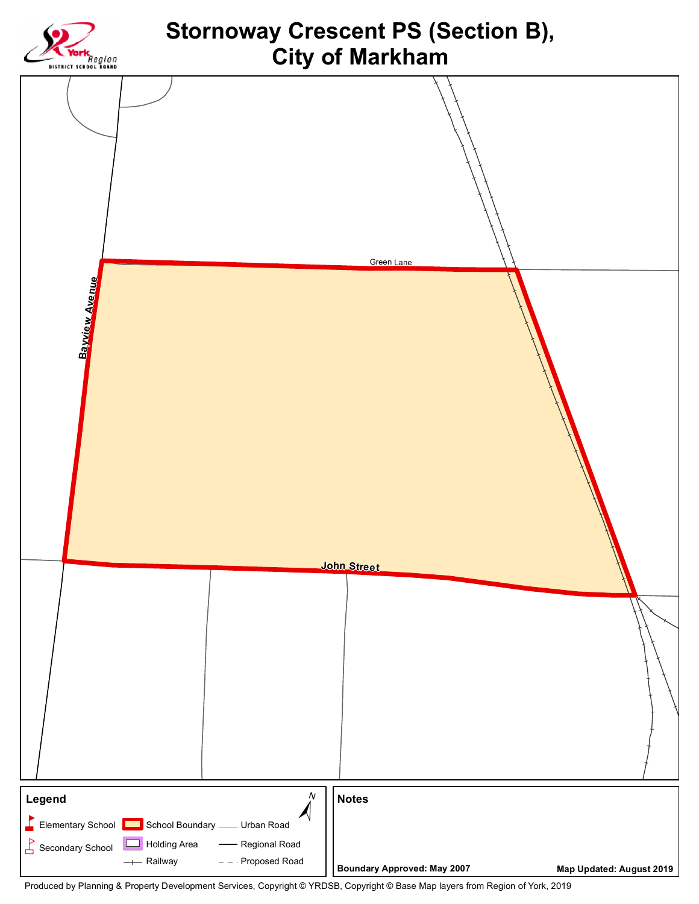# Stornoway Crescent PS (Section B), City of Markham

Green Lane

Bayview Avenue

John Street

**Legend**

Elementary School

Secondary School

School Boundary

Holding Area

Railway

Urban Road

Regional Road

Proposed Road

N

**Notes**

**Boundary Approved: May 2007**

**Map Updated: August 2019**

Produced by Planning & Property Development Services, Copyright © YRDSB, Copyright © Base Map layers from Region of York, 2019